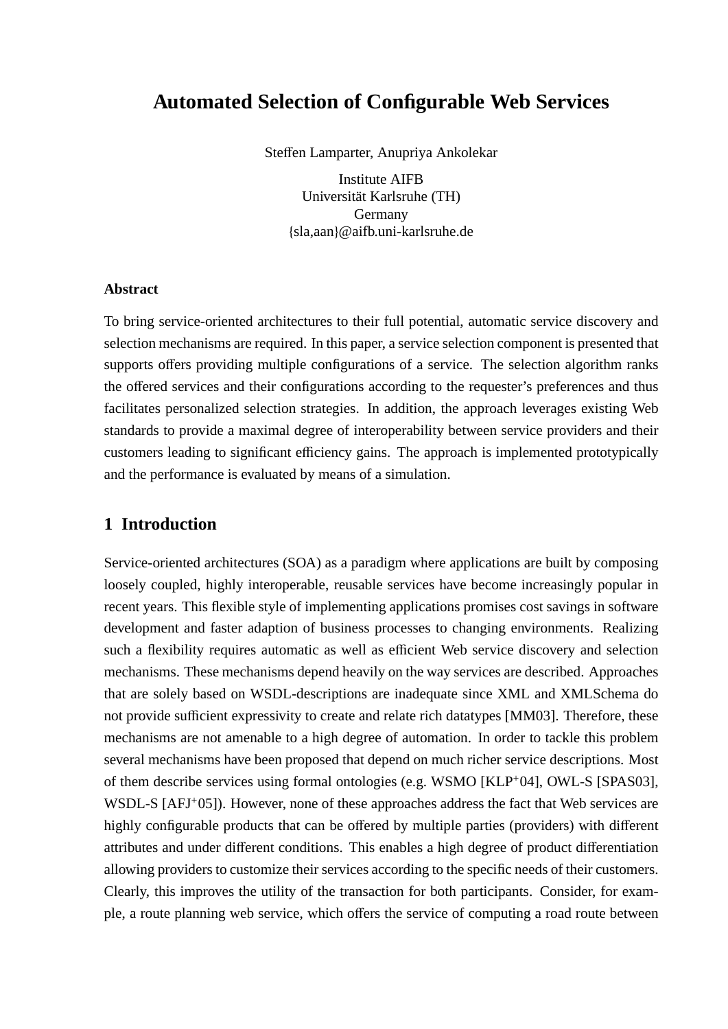# Automated Selection of Configurable Web Services

Steffen Lamparter, Anupriya Ankolekar

Institute AIFB  
Universität Karlsruhe (TH)  
Germany  
{sla,aan}@aifb.uni-karlsruhe.de

### Abstract

To bring service-oriented architectures to their full potential, automatic service discovery and selection mechanisms are required. In this paper, a service selection component is presented that supports offers providing multiple configurations of a service. The selection algorithm ranks the offered services and their configurations according to the requester's preferences and thus facilitates personalized selection strategies. In addition, the approach leverages existing Web standards to provide a maximal degree of interoperability between service providers and their customers leading to significant efficiency gains. The approach is implemented prototypically and the performance is evaluated by means of a simulation.

## 1 Introduction

Service-oriented architectures (SOA) as a paradigm where applications are built by composing loosely coupled, highly interoperable, reusable services have become increasingly popular in recent years. This flexible style of implementing applications promises cost savings in software development and faster adaption of business processes to changing environments. Realizing such a flexibility requires automatic as well as efficient Web service discovery and selection mechanisms. These mechanisms depend heavily on the way services are described. Approaches that are solely based on WSDL-descriptions are inadequate since XML and XMLSchema do not provide sufficient expressivity to create and relate rich datatypes [MM03]. Therefore, these mechanisms are not amenable to a high degree of automation. In order to tackle this problem several mechanisms have been proposed that depend on much richer service descriptions. Most of them describe services using formal ontologies (e.g. WSMO [KLP+04], OWL-S [SPAS03], WSDL-S [AFJ+05]). However, none of these approaches address the fact that Web services are highly configurable products that can be offered by multiple parties (providers) with different attributes and under different conditions. This enables a high degree of product differentiation allowing providers to customize their services according to the specific needs of their customers. Clearly, this improves the utility of the transaction for both participants. Consider, for example, a route planning web service, which offers the service of computing a road route between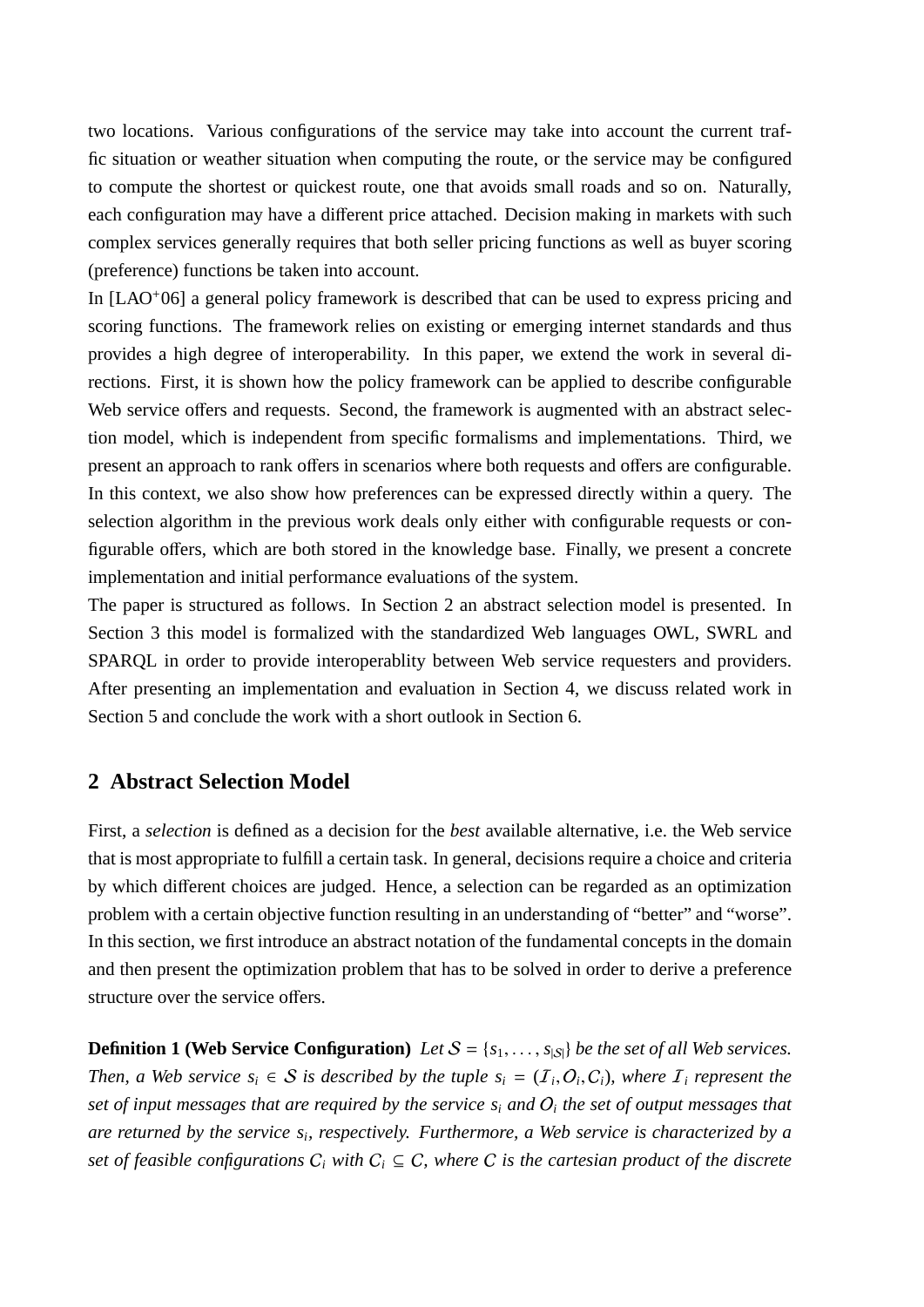two locations. Various configurations of the service may take into account the current traffic situation or weather situation when computing the route, or the service may be configured to compute the shortest or quickest route, one that avoids small roads and so on. Naturally, each configuration may have a different price attached. Decision making in markets with such complex services generally requires that both seller pricing functions as well as buyer scoring (preference) functions be taken into account.

In [LAO+06] a general policy framework is described that can be used to express pricing and scoring functions. The framework relies on existing or emerging internet standards and thus provides a high degree of interoperability. In this paper, we extend the work in several directions. First, it is shown how the policy framework can be applied to describe configurable Web service offers and requests. Second, the framework is augmented with an abstract selection model, which is independent from specific formalisms and implementations. Third, we present an approach to rank offers in scenarios where both requests and offers are configurable. In this context, we also show how preferences can be expressed directly within a query. The selection algorithm in the previous work deals only either with configurable requests or configurable offers, which are both stored in the knowledge base. Finally, we present a concrete implementation and initial performance evaluations of the system.

The paper is structured as follows. In Section 2 an abstract selection model is presented. In Section 3 this model is formalized with the standardized Web languages OWL, SWRL and SPARQL in order to provide interoperablity between Web service requesters and providers. After presenting an implementation and evaluation in Section 4, we discuss related work in Section 5 and conclude the work with a short outlook in Section 6.

## 2 Abstract Selection Model

First, a *selection* is defined as a decision for the *best* available alternative, i.e. the Web service that is most appropriate to fulfill a certain task. In general, decisions require a choice and criteria by which different choices are judged. Hence, a selection can be regarded as an optimization problem with a certain objective function resulting in an understanding of "better" and "worse". In this section, we first introduce an abstract notation of the fundamental concepts in the domain and then present the optimization problem that has to be solved in order to derive a preference structure over the service offers.

**Definition 1 (Web Service Configuration)** *Let $\mathcal{S} = \{s_1, \ldots, s_{|\mathcal{S}|}\}$ be the set of all Web services. Then, a Web service $s_i \in \mathcal{S}$ is described by the tuple $s_i = (\mathcal{I}_i, O_i, C_i)$, where $\mathcal{I}_i$ represent the set of input messages that are required by the service $s_i$ and $O_i$ the set of output messages that are returned by the service $s_i$, respectively. Furthermore, a Web service is characterized by a set of feasible configurations $C_i$ with $C_i \subseteq C$, where $C$ is the cartesian product of the discrete*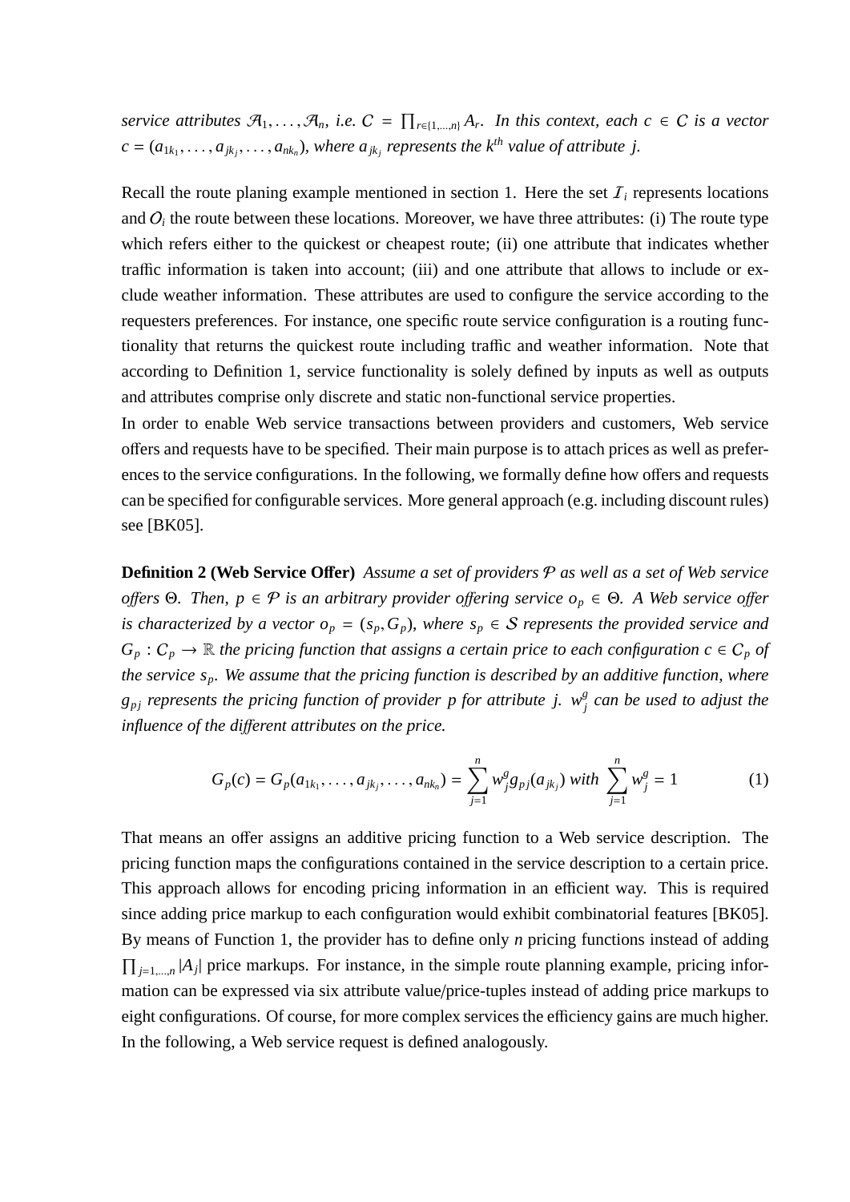*service attributes $\mathcal{A}_1, \ldots, \mathcal{A}_n$, i.e. $\mathcal{C} = \prod_{r \in \{1,\ldots,n\}} A_r$. In this context, each $c \in \mathcal{C}$ is a vector $c = (a_{1k_1}, \ldots, a_{jk_j}, \ldots, a_{nk_n})$, where $a_{jk_j}$ represents the $k^{th}$ value of attribute $j$.*

Recall the route planing example mentioned in section 1. Here the set $\mathcal{I}_i$ represents locations and $\mathcal{O}_i$ the route between these locations. Moreover, we have three attributes: (i) The route type which refers either to the quickest or cheapest route; (ii) one attribute that indicates whether traffic information is taken into account; (iii) and one attribute that allows to include or exclude weather information. These attributes are used to configure the service according to the requesters preferences. For instance, one specific route service configuration is a routing functionality that returns the quickest route including traffic and weather information. Note that according to Definition 1, service functionality is solely defined by inputs as well as outputs and attributes comprise only discrete and static non-functional service properties.

In order to enable Web service transactions between providers and customers, Web service offers and requests have to be specified. Their main purpose is to attach prices as well as preferences to the service configurations. In the following, we formally define how offers and requests can be specified for configurable services. More general approach (e.g. including discount rules) see [BK05].

**Definition 2 (Web Service Offer)** *Assume a set of providers $\mathcal{P}$ as well as a set of Web service offers $\Theta$. Then, $p \in \mathcal{P}$ is an arbitrary provider offering service $o_p \in \Theta$. A Web service offer is characterized by a vector $o_p = (s_p, G_p)$, where $s_p \in \mathcal{S}$ represents the provided service and $G_p : \mathcal{C}_p \rightarrow \mathbb{R}$ the pricing function that assigns a certain price to each configuration $c \in \mathcal{C}_p$ of the service $s_p$. We assume that the pricing function is described by an additive function, where $g_{pj}$ represents the pricing function of provider $p$ for attribute $j$. $w_j^g$ can be used to adjust the influence of the different attributes on the price.*

$$G_p(c) = G_p(a_{1k_1}, \ldots, a_{jk_j}, \ldots, a_{nk_n}) = \sum_{j=1}^{n} w_j^g g_{pj}(a_{jk_j}) \text{ with } \sum_{j=1}^{n} w_j^g = 1 \tag{1}$$

That means an offer assigns an additive pricing function to a Web service description. The pricing function maps the configurations contained in the service description to a certain price. This approach allows for encoding pricing information in an efficient way. This is required since adding price markup to each configuration would exhibit combinatorial features [BK05]. By means of Function 1, the provider has to define only $n$ pricing functions instead of adding $\prod_{j=1,\ldots,n} |A_j|$ price markups. For instance, in the simple route planning example, pricing information can be expressed via six attribute value/price-tuples instead of adding price markups to eight configurations. Of course, for more complex services the efficiency gains are much higher. In the following, a Web service request is defined analogously.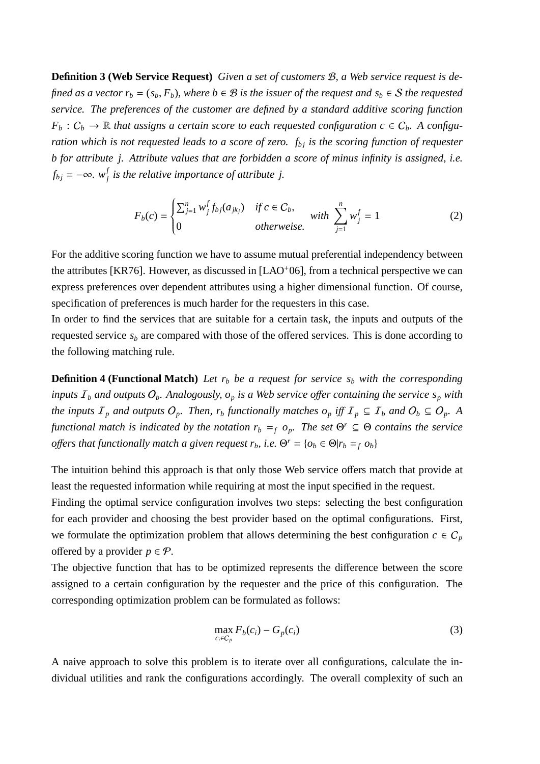**Definition 3 (Web Service Request)** *Given a set of customers $\mathcal{B}$, a Web service request is defined as a vector $r_b = (s_b, F_b)$, where $b \in \mathcal{B}$ is the issuer of the request and $s_b \in \mathcal{S}$ the requested service. The preferences of the customer are defined by a standard additive scoring function $F_b : \mathcal{C}_b \rightarrow \mathbb{R}$ that assigns a certain score to each requested configuration $c \in \mathcal{C}_b$. A configuration which is not requested leads to a score of zero. $f_{bj}$ is the scoring function of requester $b$ for attribute $j$. Attribute values that are forbidden a score of minus infinity is assigned, i.e. $f_{bj} = -\infty$. $w_j^f$ is the relative importance of attribute $j$.*

$$F_b(c) = \begin{cases} \sum_{j=1}^{n} w_j^f f_{bj}(a_{jk_j}) & \text{if } c \in \mathcal{C}_b, \\ 0 & \text{otherweise.} \end{cases} \quad \text{with } \sum_{j=1}^{n} w_j^f = 1 \tag{2}$$

For the additive scoring function we have to assume mutual preferential independency between the attributes [KR76]. However, as discussed in [LAO+06], from a technical perspective we can express preferences over dependent attributes using a higher dimensional function. Of course, specification of preferences is much harder for the requesters in this case.

In order to find the services that are suitable for a certain task, the inputs and outputs of the requested service $s_b$ are compared with those of the offered services. This is done according to the following matching rule.

**Definition 4 (Functional Match)** *Let $r_b$ be a request for service $s_b$ with the corresponding inputs $\mathcal{I}_b$ and outputs $\mathcal{O}_b$. Analogously, $o_p$ is a Web service offer containing the service $s_p$ with the inputs $\mathcal{I}_p$ and outputs $\mathcal{O}_p$. Then, $r_b$ functionally matches $o_p$ iff $\mathcal{I}_p \subseteq \mathcal{I}_b$ and $\mathcal{O}_b \subseteq \mathcal{O}_p$. A functional match is indicated by the notation $r_b =_f o_p$. The set $\Theta^r \subseteq \Theta$ contains the service offers that functionally match a given request $r_b$, i.e. $\Theta^r = \{o_b \in \Theta | r_b =_f o_b\}$*

The intuition behind this approach is that only those Web service offers match that provide at least the requested information while requiring at most the input specified in the request.

Finding the optimal service configuration involves two steps: selecting the best configuration for each provider and choosing the best provider based on the optimal configurations. First, we formulate the optimization problem that allows determining the best configuration $c \in \mathcal{C}_p$ offered by a provider $p \in \mathcal{P}$.

The objective function that has to be optimized represents the difference between the score assigned to a certain configuration by the requester and the price of this configuration. The corresponding optimization problem can be formulated as follows:

$$\max_{c_i \in \mathcal{C}_p} F_b(c_i) - G_p(c_i) \tag{3}$$

A naive approach to solve this problem is to iterate over all configurations, calculate the individual utilities and rank the configurations accordingly. The overall complexity of such an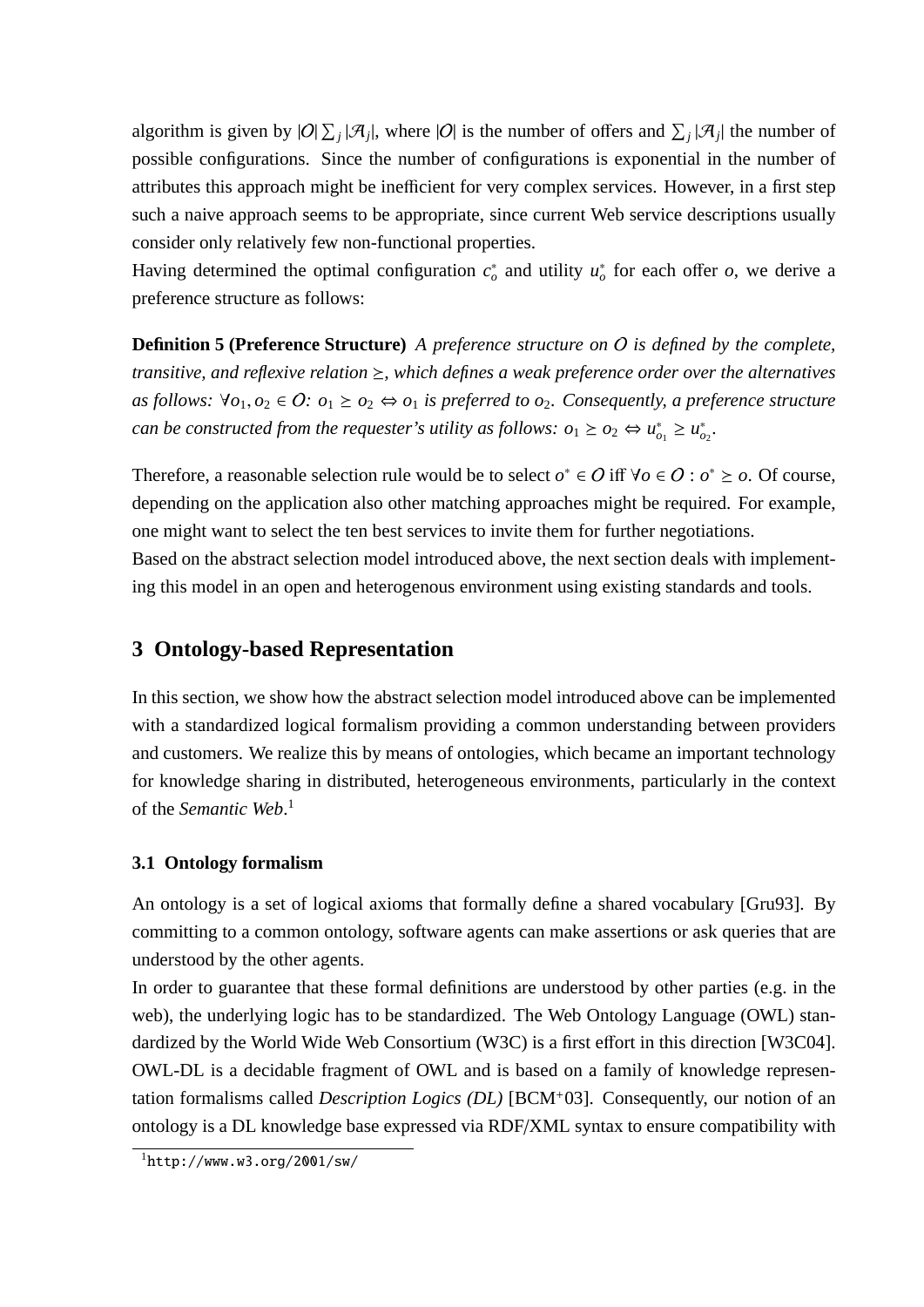algorithm is given by $|\mathcal{O}| \sum_j |\mathcal{A}_j|$, where $|\mathcal{O}|$ is the number of offers and $\sum_j |\mathcal{A}_j|$ the number of possible configurations. Since the number of configurations is exponential in the number of attributes this approach might be inefficient for very complex services. However, in a first step such a naive approach seems to be appropriate, since current Web service descriptions usually consider only relatively few non-functional properties.

Having determined the optimal configuration $c_o^*$ and utility $u_o^*$ for each offer $o$, we derive a preference structure as follows:

**Definition 5 (Preference Structure)** *A preference structure on $\mathcal{O}$ is defined by the complete, transitive, and reflexive relation $\succeq$, which defines a weak preference order over the alternatives as follows: $\forall o_1, o_2 \in \mathcal{O}$: $o_1 \succeq o_2 \Leftrightarrow o_1$ is preferred to $o_2$. Consequently, a preference structure can be constructed from the requester's utility as follows: $o_1 \succeq o_2 \Leftrightarrow u_{o_1}^* \geq u_{o_2}^*$.*

Therefore, a reasonable selection rule would be to select $o^* \in \mathcal{O}$ iff $\forall o \in \mathcal{O} : o^* \succeq o$. Of course, depending on the application also other matching approaches might be required. For example, one might want to select the ten best services to invite them for further negotiations.

Based on the abstract selection model introduced above, the next section deals with implementing this model in an open and heterogenous environment using existing standards and tools.

## 3 Ontology-based Representation

In this section, we show how the abstract selection model introduced above can be implemented with a standardized logical formalism providing a common understanding between providers and customers. We realize this by means of ontologies, which became an important technology for knowledge sharing in distributed, heterogeneous environments, particularly in the context of the *Semantic Web*.[1]

### 3.1 Ontology formalism

An ontology is a set of logical axioms that formally define a shared vocabulary [Gru93]. By committing to a common ontology, software agents can make assertions or ask queries that are understood by the other agents.

In order to guarantee that these formal definitions are understood by other parties (e.g. in the web), the underlying logic has to be standardized. The Web Ontology Language (OWL) standardized by the World Wide Web Consortium (W3C) is a first effort in this direction [W3C04]. OWL-DL is a decidable fragment of OWL and is based on a family of knowledge representation formalisms called *Description Logics (DL)* [BCM+03]. Consequently, our notion of an ontology is a DL knowledge base expressed via RDF/XML syntax to ensure compatibility with

[1] http://www.w3.org/2001/sw/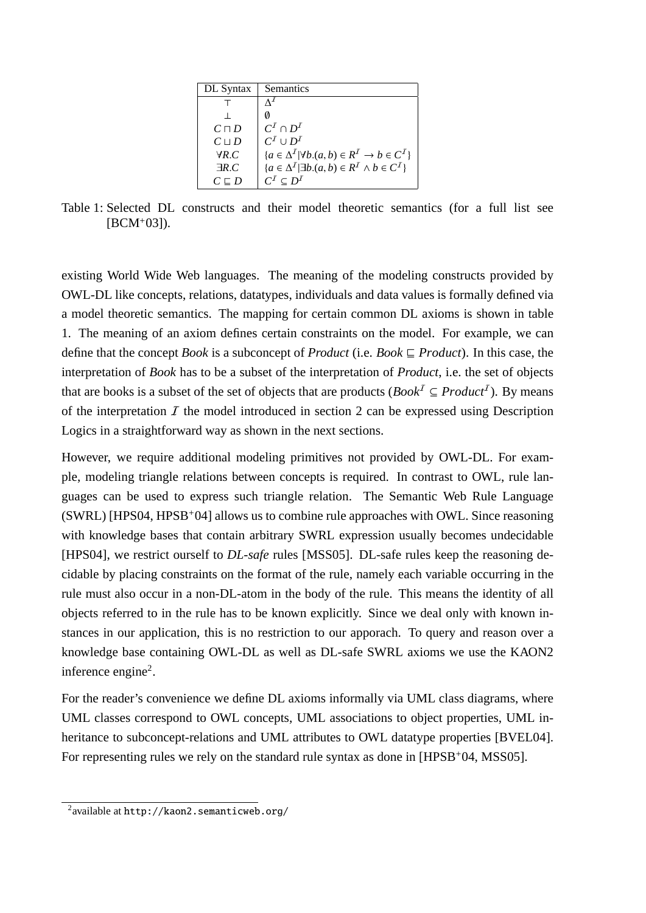| DL Syntax | Semantics |
| --- | --- |
| $\top$ | $\Delta^{\mathcal{I}}$ |
| $\bot$ | $\emptyset$ |
| $C \sqcap D$ | $C^{\mathcal{I}} \cap D^{\mathcal{I}}$ |
| $C \sqcup D$ | $C^{\mathcal{I}} \cup D^{\mathcal{I}}$ |
| $\forall R.C$ | $\{a \in \Delta^{\mathcal{I}} \mid \forall b.(a,b) \in R^{\mathcal{I}} \rightarrow b \in C^{\mathcal{I}}\}$ |
| $\exists R.C$ | $\{a \in \Delta^{\mathcal{I}} \mid \exists b.(a,b) \in R^{\mathcal{I}} \wedge b \in C^{\mathcal{I}}\}$ |
| $C \sqsubseteq D$ | $C^{\mathcal{I}} \subseteq D^{\mathcal{I}}$ |

Table 1: Selected DL constructs and their model theoretic semantics (for a full list see [BCM+03]).

existing World Wide Web languages. The meaning of the modeling constructs provided by OWL-DL like concepts, relations, datatypes, individuals and data values is formally defined via a model theoretic semantics. The mapping for certain common DL axioms is shown in table 1. The meaning of an axiom defines certain constraints on the model. For example, we can define that the concept *Book* is a subconcept of *Product* (i.e. $Book \sqsubseteq Product$). In this case, the interpretation of *Book* has to be a subset of the interpretation of *Product*, i.e. the set of objects that are books is a subset of the set of objects that are products ($Book^{\mathcal{I}} \subseteq Product^{\mathcal{I}}$). By means of the interpretation $\mathcal{I}$ the model introduced in section 2 can be expressed using Description Logics in a straightforward way as shown in the next sections.

However, we require additional modeling primitives not provided by OWL-DL. For example, modeling triangle relations between concepts is required. In contrast to OWL, rule languages can be used to express such triangle relation. The Semantic Web Rule Language (SWRL) [HPS04, HPSB+04] allows us to combine rule approaches with OWL. Since reasoning with knowledge bases that contain arbitrary SWRL expression usually becomes undecidable [HPS04], we restrict ourself to *DL-safe* rules [MSS05]. DL-safe rules keep the reasoning decidable by placing constraints on the format of the rule, namely each variable occurring in the rule must also occur in a non-DL-atom in the body of the rule. This means the identity of all objects referred to in the rule has to be known explicitly. Since we deal only with known instances in our application, this is no restriction to our apporach. To query and reason over a knowledge base containing OWL-DL as well as DL-safe SWRL axioms we use the KAON2 inference engine[2].

For the reader's convenience we define DL axioms informally via UML class diagrams, where UML classes correspond to OWL concepts, UML associations to object properties, UML inheritance to subconcept-relations and UML attributes to OWL datatype properties [BVEL04]. For representing rules we rely on the standard rule syntax as done in [HPSB+04, MSS05].

[2]available at http://kaon2.semanticweb.org/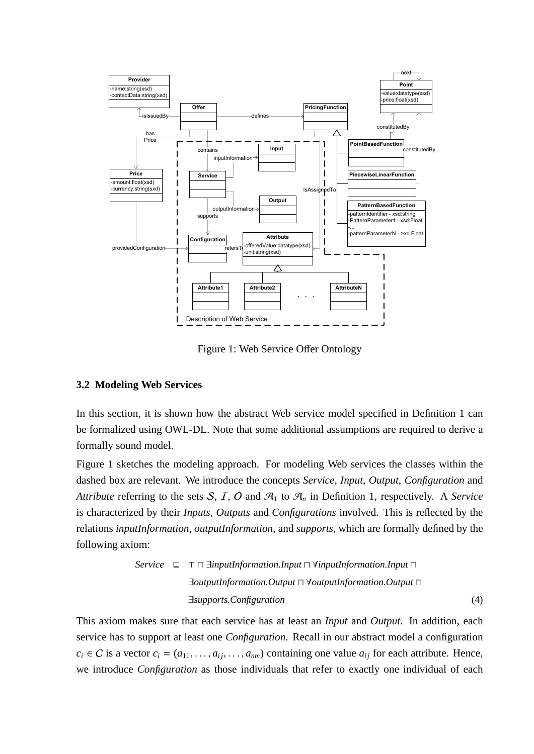Figure 1: Web Service Offer Ontology

### 3.2 Modeling Web Services

In this section, it is shown how the abstract Web service model specified in Definition 1 can be formalized using OWL-DL. Note that some additional assumptions are required to derive a formally sound model.

Figure 1 sketches the modeling approach. For modeling Web services the classes within the dashed box are relevant. We introduce the concepts *Service*, *Input*, *Output*, *Configuration* and *Attribute* referring to the sets $\mathcal{S}$, $\mathcal{I}$, $\mathcal{O}$ and $\mathcal{A}_1$ to $\mathcal{A}_n$ in Definition 1, respectively. A *Service* is characterized by their *Inputs*, *Outputs* and *Configurations* involved. This is reflected by the relations *inputInformation*, *outputInformation*, and *supports*, which are formally defined by the following axiom:

$$\begin{aligned} \mathit{Service} \quad \sqsubseteq \quad & \top \sqcap \exists \mathit{inputInformation.Input} \sqcap \forall \mathit{inputInformation.Input} \sqcap \\ & \exists \mathit{outputInformation.Output} \sqcap \forall \mathit{outputInformation.Output} \sqcap \\ & \exists \mathit{supports.Configuration} \end{aligned} \tag{4}$$

This axiom makes sure that each service has at least an *Input* and *Output*. In addition, each service has to support at least one *Configuration*. Recall in our abstract model a configuration $c_i \in \mathcal{C}$ is a vector $c_i = (a_{11}, \ldots, a_{ij}, \ldots, a_{nm})$ containing one value $a_{ij}$ for each attribute. Hence, we introduce *Configuration* as those individuals that refer to exactly one individual of each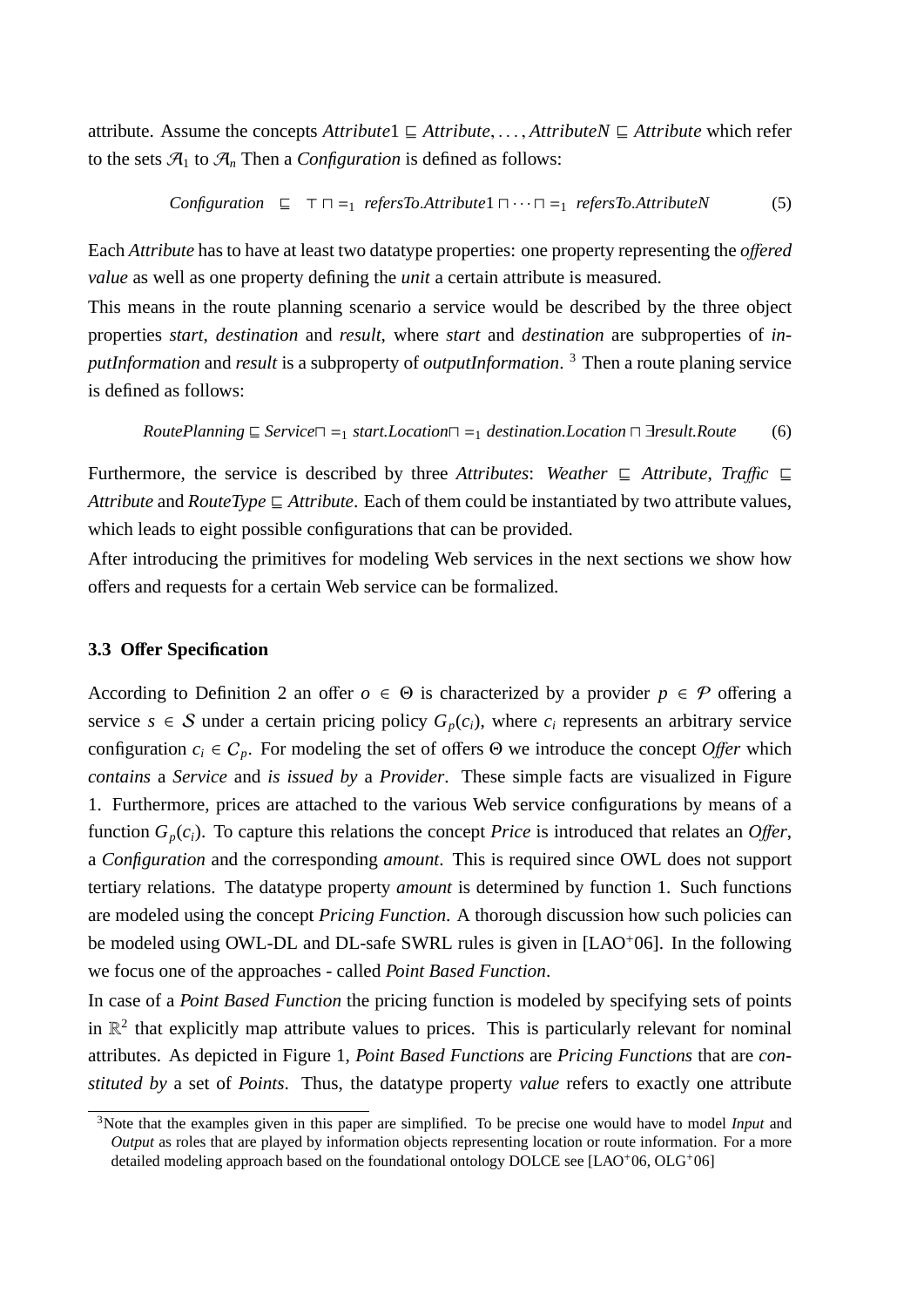attribute. Assume the concepts $Attribute1 \sqsubseteq Attribute, \ldots, AttributeN \sqsubseteq Attribute$ which refer to the sets $\mathcal{A}_1$ to $\mathcal{A}_n$ Then a *Configuration* is defined as follows:

$$Configuration \sqsubseteq \top \sqcap =_1 refersTo.Attribute1 \sqcap \cdots \sqcap =_1 refersTo.AttributeN \tag{5}$$

Each *Attribute* has to have at least two datatype properties: one property representing the *offered value* as well as one property defining the *unit* a certain attribute is measured.

This means in the route planning scenario a service would be described by the three object properties *start*, *destination* and *result*, where *start* and *destination* are subproperties of *inputInformation* and *result* is a subproperty of *outputInformation*. [3] Then a route planing service is defined as follows:

$$RoutePlanning \sqsubseteq Service \sqcap =_1 start.Location \sqcap =_1 destination.Location \sqcap \exists result.Route \tag{6}$$

Furthermore, the service is described by three *Attributes*: $Weather \sqsubseteq Attribute$, $Traffic \sqsubseteq Attribute$ and $RouteType \sqsubseteq Attribute$. Each of them could be instantiated by two attribute values, which leads to eight possible configurations that can be provided.

After introducing the primitives for modeling Web services in the next sections we show how offers and requests for a certain Web service can be formalized.

### 3.3 Offer Specification

According to Definition 2 an offer $o \in \Theta$ is characterized by a provider $p \in \mathcal{P}$ offering a service $s \in \mathcal{S}$ under a certain pricing policy $G_p(c_i)$, where $c_i$ represents an arbitrary service configuration $c_i \in C_p$. For modeling the set of offers $\Theta$ we introduce the concept *Offer* which *contains* a *Service* and *is issued by* a *Provider*. These simple facts are visualized in Figure 1. Furthermore, prices are attached to the various Web service configurations by means of a function $G_p(c_i)$. To capture this relations the concept *Price* is introduced that relates an *Offer*, a *Configuration* and the corresponding *amount*. This is required since OWL does not support tertiary relations. The datatype property *amount* is determined by function 1. Such functions are modeled using the concept *Pricing Function*. A thorough discussion how such policies can be modeled using OWL-DL and DL-safe SWRL rules is given in [LAO+06]. In the following we focus one of the approaches - called *Point Based Function*.

In case of a *Point Based Function* the pricing function is modeled by specifying sets of points in $\mathbb{R}^2$ that explicitly map attribute values to prices. This is particularly relevant for nominal attributes. As depicted in Figure 1, *Point Based Functions* are *Pricing Functions* that are *constituted by* a set of *Points*. Thus, the datatype property *value* refers to exactly one attribute

[3] Note that the examples given in this paper are simplified. To be precise one would have to model *Input* and *Output* as roles that are played by information objects representing location or route information. For a more detailed modeling approach based on the foundational ontology DOLCE see [LAO+06, OLG+06]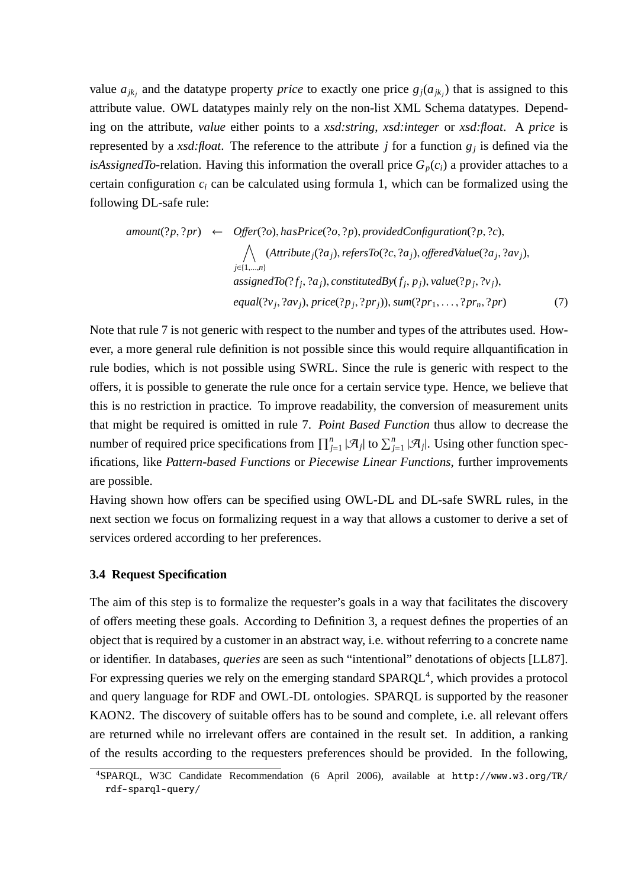value $a_{jk_j}$ and the datatype property *price* to exactly one price $g_j(a_{jk_j})$ that is assigned to this attribute value. OWL datatypes mainly rely on the non-list XML Schema datatypes. Depending on the attribute, *value* either points to a *xsd:string*, *xsd:integer* or *xsd:float*. A *price* is represented by a *xsd:float*. The reference to the attribute $j$ for a function $g_j$ is defined via the *isAssignedTo*-relation. Having this information the overall price $G_p(c_i)$ a provider attaches to a certain configuration $c_i$ can be calculated using formula 1, which can be formalized using the following DL-safe rule:

$$
\begin{aligned}
\mathit{amount}(?p, ?pr) \;\leftarrow\;\; & \mathit{Offer}(?o), \mathit{hasPrice}(?o, ?p), \mathit{providedConfiguration}(?p, ?c), \\
& \bigwedge_{j \in \{1,\ldots,n\}} (\mathit{Attribute}_j(?a_j), \mathit{refersTo}(?c, ?a_j), \mathit{offeredValue}(?a_j, ?av_j), \\
& \mathit{assignedTo}(?f_j, ?a_j), \mathit{constitutedBy}(f_j, p_j), \mathit{value}(?p_j, ?v_j), \\
& \mathit{equal}(?v_j, ?av_j), \mathit{price}(?p_j, ?pr_j)), \mathit{sum}(?pr_1, \ldots, ?pr_n, ?pr) \qquad (7)
\end{aligned}
$$

Note that rule 7 is not generic with respect to the number and types of the attributes used. However, a more general rule definition is not possible since this would require allquantification in rule bodies, which is not possible using SWRL. Since the rule is generic with respect to the offers, it is possible to generate the rule once for a certain service type. Hence, we believe that this is no restriction in practice. To improve readability, the conversion of measurement units that might be required is omitted in rule 7. *Point Based Function* thus allow to decrease the number of required price specifications from $\prod_{j=1}^{n} |\mathcal{A}_j|$ to $\sum_{j=1}^{n} |\mathcal{A}_j|$. Using other function specifications, like *Pattern-based Functions* or *Piecewise Linear Functions*, further improvements are possible.

Having shown how offers can be specified using OWL-DL and DL-safe SWRL rules, in the next section we focus on formalizing request in a way that allows a customer to derive a set of services ordered according to her preferences.

### 3.4 Request Specification

The aim of this step is to formalize the requester's goals in a way that facilitates the discovery of offers meeting these goals. According to Definition 3, a request defines the properties of an object that is required by a customer in an abstract way, i.e. without referring to a concrete name or identifier. In databases, *queries* are seen as such "intentional" denotations of objects [LL87]. For expressing queries we rely on the emerging standard SPARQL[4], which provides a protocol and query language for RDF and OWL-DL ontologies. SPARQL is supported by the reasoner KAON2. The discovery of suitable offers has to be sound and complete, i.e. all relevant offers are returned while no irrelevant offers are contained in the result set. In addition, a ranking of the results according to the requesters preferences should be provided. In the following,

[4] SPARQL, W3C Candidate Recommendation (6 April 2006), available at http://www.w3.org/TR/rdf-sparql-query/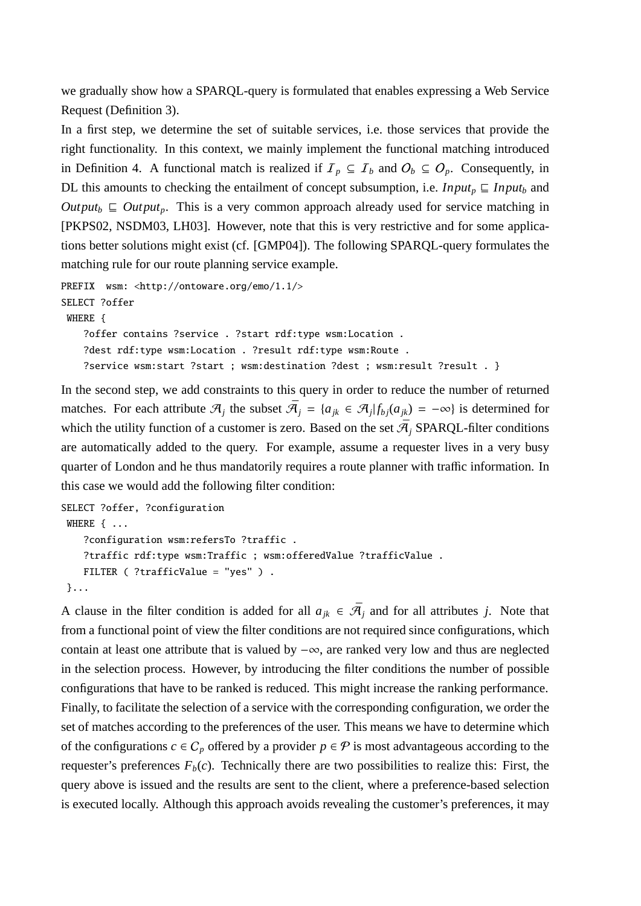we gradually show how a SPARQL-query is formulated that enables expressing a Web Service Request (Definition 3).

In a first step, we determine the set of suitable services, i.e. those services that provide the right functionality. In this context, we mainly implement the functional matching introduced in Definition 4. A functional match is realized if $\mathcal{I}_p \subseteq \mathcal{I}_b$ and $O_b \subseteq O_p$. Consequently, in DL this amounts to checking the entailment of concept subsumption, i.e. $Input_p \sqsubseteq Input_b$ and $Output_b \sqsubseteq Output_p$. This is a very common approach already used for service matching in [PKPS02, NSDM03, LH03]. However, note that this is very restrictive and for some applications better solutions might exist (cf. [GMP04]). The following SPARQL-query formulates the matching rule for our route planning service example.

```
PREFIX  wsm: <http://ontoware.org/emo/1.1/>
SELECT ?offer
 WHERE {
    ?offer contains ?service . ?start rdf:type wsm:Location .
    ?dest rdf:type wsm:Location . ?result rdf:type wsm:Route .
    ?service wsm:start ?start ; wsm:destination ?dest ; wsm:result ?result . }
```

In the second step, we add constraints to this query in order to reduce the number of returned matches. For each attribute $\mathcal{A}_j$ the subset $\bar{\mathcal{A}}_j = \{a_{jk} \in \mathcal{A}_j | f_{bj}(a_{jk}) = -\infty\}$ is determined for which the utility function of a customer is zero. Based on the set $\bar{\mathcal{A}}_j$ SPARQL-filter conditions are automatically added to the query. For example, assume a requester lives in a very busy quarter of London and he thus mandatorily requires a route planner with traffic information. In this case we would add the following filter condition:

```
SELECT ?offer, ?configuration
 WHERE { ...
    ?configuration wsm:refersTo ?traffic .
    ?traffic rdf:type wsm:Traffic ; wsm:offeredValue ?trafficValue .
    FILTER ( ?trafficValue = "yes" ) .
 }...
```

A clause in the filter condition is added for all $a_{jk} \in \bar{\mathcal{A}}_j$ and for all attributes $j$. Note that from a functional point of view the filter conditions are not required since configurations, which contain at least one attribute that is valued by $-\infty$, are ranked very low and thus are neglected in the selection process. However, by introducing the filter conditions the number of possible configurations that have to be ranked is reduced. This might increase the ranking performance. Finally, to facilitate the selection of a service with the corresponding configuration, we order the set of matches according to the preferences of the user. This means we have to determine which of the configurations $c \in C_p$ offered by a provider $p \in \mathcal{P}$ is most advantageous according to the requester's preferences $F_b(c)$. Technically there are two possibilities to realize this: First, the query above is issued and the results are sent to the client, where a preference-based selection is executed locally. Although this approach avoids revealing the customer's preferences, it may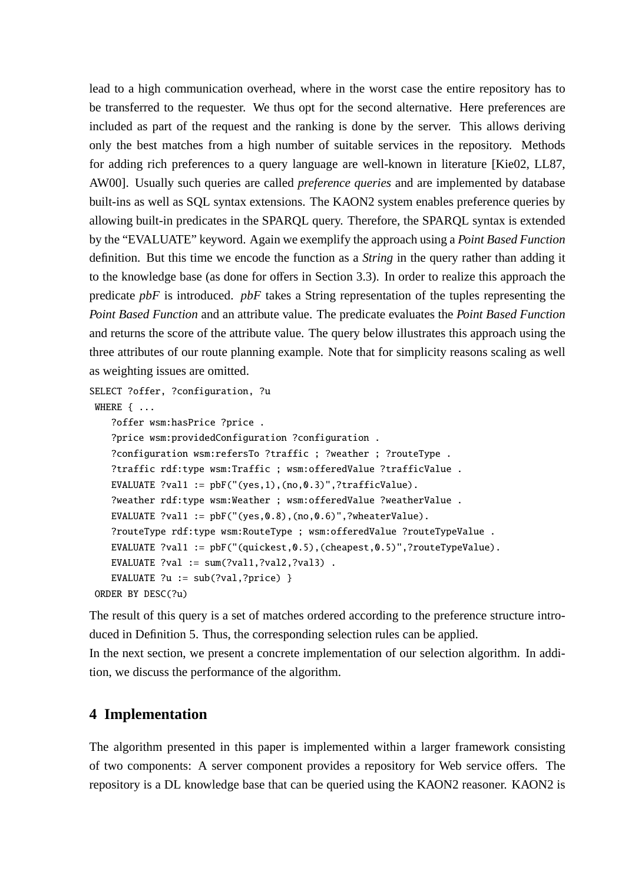lead to a high communication overhead, where in the worst case the entire repository has to be transferred to the requester. We thus opt for the second alternative. Here preferences are included as part of the request and the ranking is done by the server. This allows deriving only the best matches from a high number of suitable services in the repository. Methods for adding rich preferences to a query language are well-known in literature [Kie02, LL87, AW00]. Usually such queries are called *preference queries* and are implemented by database built-ins as well as SQL syntax extensions. The KAON2 system enables preference queries by allowing built-in predicates in the SPARQL query. Therefore, the SPARQL syntax is extended by the "EVALUATE" keyword. Again we exemplify the approach using a *Point Based Function* definition. But this time we encode the function as a *String* in the query rather than adding it to the knowledge base (as done for offers in Section 3.3). In order to realize this approach the predicate *pbF* is introduced. *pbF* takes a String representation of the tuples representing the *Point Based Function* and an attribute value. The predicate evaluates the *Point Based Function* and returns the score of the attribute value. The query below illustrates this approach using the three attributes of our route planning example. Note that for simplicity reasons scaling as well as weighting issues are omitted.

```
SELECT ?offer, ?configuration, ?u
 WHERE { ...
    ?offer wsm:hasPrice ?price .
    ?price wsm:providedConfiguration ?configuration .
    ?configuration wsm:refersTo ?traffic ; ?weather ; ?routeType .
    ?traffic rdf:type wsm:Traffic ; wsm:offeredValue ?trafficValue .
    EVALUATE ?val1 := pbF("(yes,1),(no,0.3)",?trafficValue).
    ?weather rdf:type wsm:Weather ; wsm:offeredValue ?weatherValue .
    EVALUATE ?val1 := pbF("(yes,0.8),(no,0.6)",?wheaterValue).
    ?routeType rdf:type wsm:RouteType ; wsm:offeredValue ?routeTypeValue .
    EVALUATE ?val1 := pbF("(quickest,0.5),(cheapest,0.5)",?routeTypeValue).
    EVALUATE ?val := sum(?val1,?val2,?val3) .
    EVALUATE ?u := sub(?val,?price) }
 ORDER BY DESC(?u)
```

The result of this query is a set of matches ordered according to the preference structure introduced in Definition 5. Thus, the corresponding selection rules can be applied.

In the next section, we present a concrete implementation of our selection algorithm. In addition, we discuss the performance of the algorithm.

## 4 Implementation

The algorithm presented in this paper is implemented within a larger framework consisting of two components: A server component provides a repository for Web service offers. The repository is a DL knowledge base that can be queried using the KAON2 reasoner. KAON2 is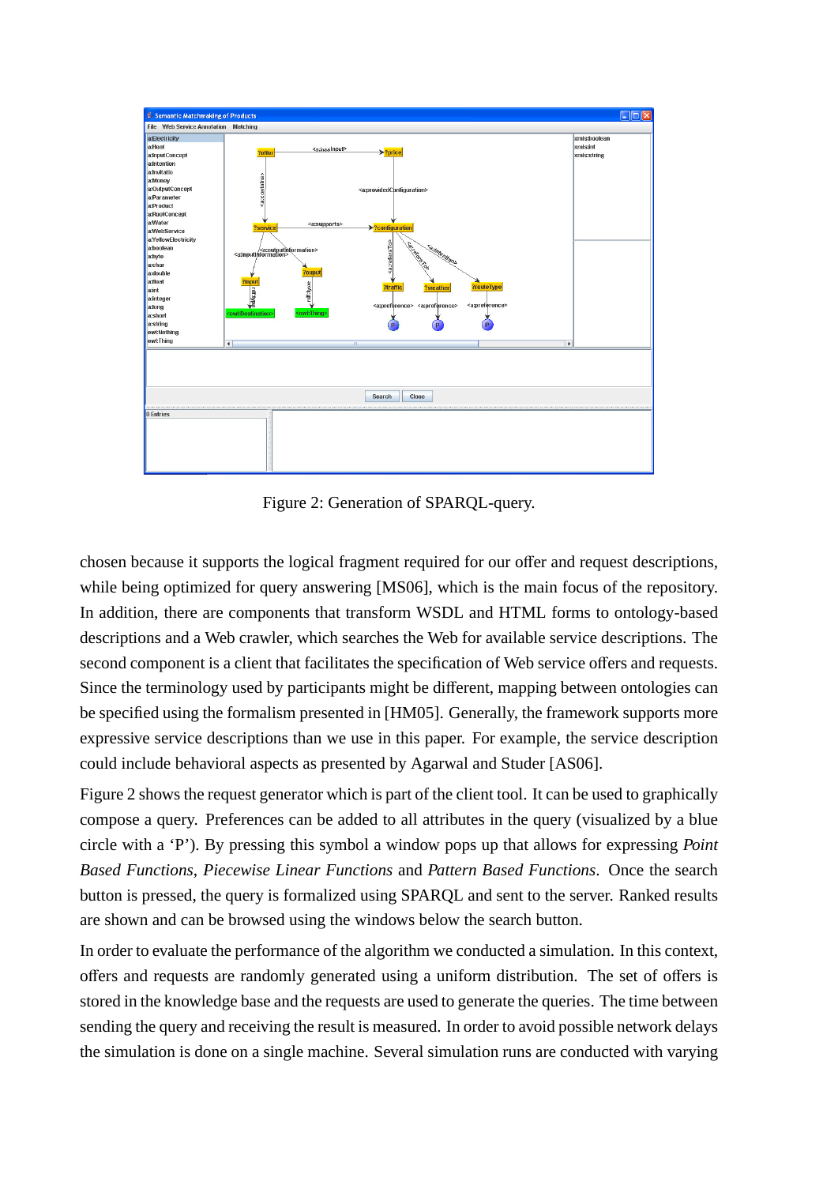Figure 2: Generation of SPARQL-query.

chosen because it supports the logical fragment required for our offer and request descriptions, while being optimized for query answering [MS06], which is the main focus of the repository. In addition, there are components that transform WSDL and HTML forms to ontology-based descriptions and a Web crawler, which searches the Web for available service descriptions. The second component is a client that facilitates the specification of Web service offers and requests. Since the terminology used by participants might be different, mapping between ontologies can be specified using the formalism presented in [HM05]. Generally, the framework supports more expressive service descriptions than we use in this paper. For example, the service description could include behavioral aspects as presented by Agarwal and Studer [AS06].

Figure 2 shows the request generator which is part of the client tool. It can be used to graphically compose a query. Preferences can be added to all attributes in the query (visualized by a blue circle with a 'P'). By pressing this symbol a window pops up that allows for expressing *Point Based Functions*, *Piecewise Linear Functions* and *Pattern Based Functions*. Once the search button is pressed, the query is formalized using SPARQL and sent to the server. Ranked results are shown and can be browsed using the windows below the search button.

In order to evaluate the performance of the algorithm we conducted a simulation. In this context, offers and requests are randomly generated using a uniform distribution. The set of offers is stored in the knowledge base and the requests are used to generate the queries. The time between sending the query and receiving the result is measured. In order to avoid possible network delays the simulation is done on a single machine. Several simulation runs are conducted with varying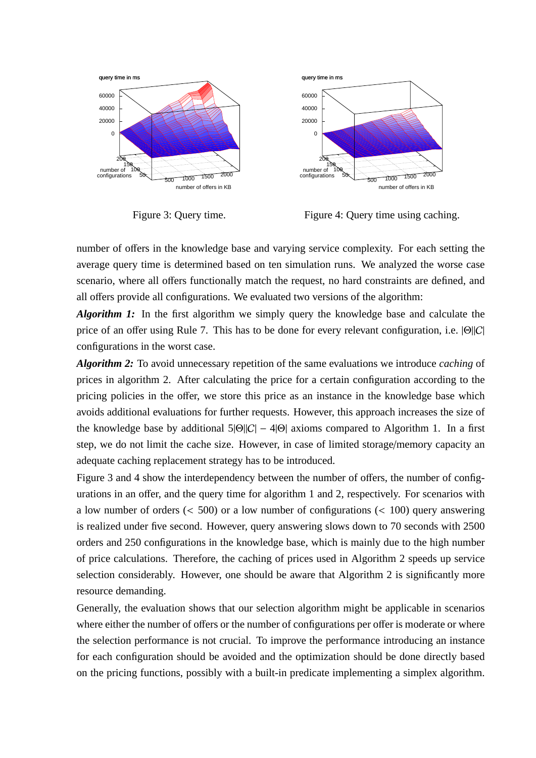Figure 3: Query time.

Figure 4: Query time using caching.

number of offers in the knowledge base and varying service complexity. For each setting the average query time is determined based on ten simulation runs. We analyzed the worse case scenario, where all offers functionally match the request, no hard constraints are defined, and all offers provide all configurations. We evaluated two versions of the algorithm:

***Algorithm 1:*** In the first algorithm we simply query the knowledge base and calculate the price of an offer using Rule 7. This has to be done for every relevant configuration, i.e. $|\Theta||C|$ configurations in the worst case.

***Algorithm 2:*** To avoid unnecessary repetition of the same evaluations we introduce *caching* of prices in algorithm 2. After calculating the price for a certain configuration according to the pricing policies in the offer, we store this price as an instance in the knowledge base which avoids additional evaluations for further requests. However, this approach increases the size of the knowledge base by additional $5|\Theta||C| - 4|\Theta|$ axioms compared to Algorithm 1. In a first step, we do not limit the cache size. However, in case of limited storage/memory capacity an adequate caching replacement strategy has to be introduced.

Figure 3 and 4 show the interdependency between the number of offers, the number of configurations in an offer, and the query time for algorithm 1 and 2, respectively. For scenarios with a low number of orders ($< 500$) or a low number of configurations ($< 100$) query answering is realized under five second. However, query answering slows down to 70 seconds with 2500 orders and 250 configurations in the knowledge base, which is mainly due to the high number of price calculations. Therefore, the caching of prices used in Algorithm 2 speeds up service selection considerably. However, one should be aware that Algorithm 2 is significantly more resource demanding.

Generally, the evaluation shows that our selection algorithm might be applicable in scenarios where either the number of offers or the number of configurations per offer is moderate or where the selection performance is not crucial. To improve the performance introducing an instance for each configuration should be avoided and the optimization should be done directly based on the pricing functions, possibly with a built-in predicate implementing a simplex algorithm.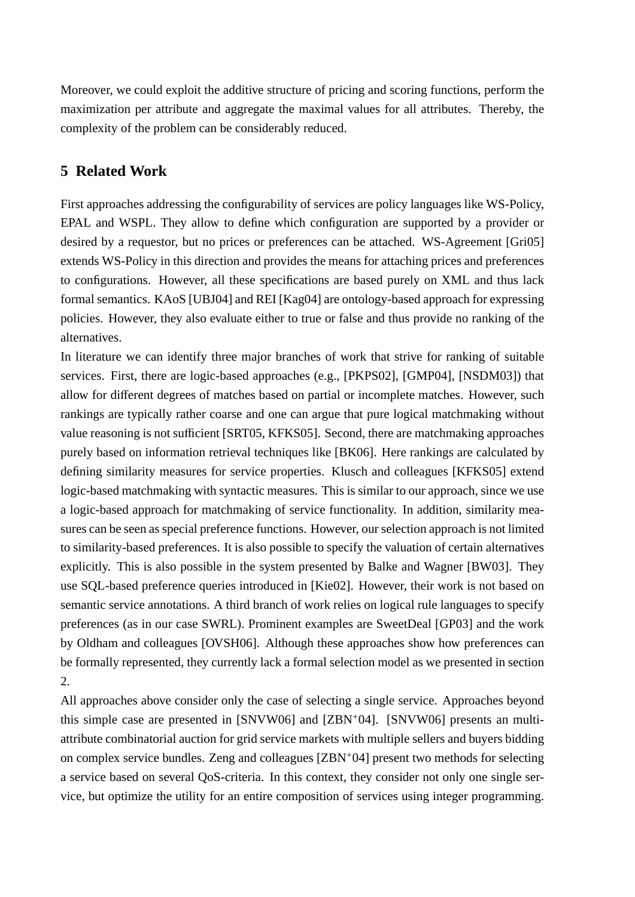Moreover, we could exploit the additive structure of pricing and scoring functions, perform the maximization per attribute and aggregate the maximal values for all attributes. Thereby, the complexity of the problem can be considerably reduced.

## 5 Related Work

First approaches addressing the configurability of services are policy languages like WS-Policy, EPAL and WSPL. They allow to define which configuration are supported by a provider or desired by a requestor, but no prices or preferences can be attached. WS-Agreement [Gri05] extends WS-Policy in this direction and provides the means for attaching prices and preferences to configurations. However, all these specifications are based purely on XML and thus lack formal semantics. KAoS [UBJ04] and REI [Kag04] are ontology-based approach for expressing policies. However, they also evaluate either to true or false and thus provide no ranking of the alternatives.

In literature we can identify three major branches of work that strive for ranking of suitable services. First, there are logic-based approaches (e.g., [PKPS02], [GMP04], [NSDM03]) that allow for different degrees of matches based on partial or incomplete matches. However, such rankings are typically rather coarse and one can argue that pure logical matchmaking without value reasoning is not sufficient [SRT05, KFKS05]. Second, there are matchmaking approaches purely based on information retrieval techniques like [BK06]. Here rankings are calculated by defining similarity measures for service properties. Klusch and colleagues [KFKS05] extend logic-based matchmaking with syntactic measures. This is similar to our approach, since we use a logic-based approach for matchmaking of service functionality. In addition, similarity measures can be seen as special preference functions. However, our selection approach is not limited to similarity-based preferences. It is also possible to specify the valuation of certain alternatives explicitly. This is also possible in the system presented by Balke and Wagner [BW03]. They use SQL-based preference queries introduced in [Kie02]. However, their work is not based on semantic service annotations. A third branch of work relies on logical rule languages to specify preferences (as in our case SWRL). Prominent examples are SweetDeal [GP03] and the work by Oldham and colleagues [OVSH06]. Although these approaches show how preferences can be formally represented, they currently lack a formal selection model as we presented in section 2.

All approaches above consider only the case of selecting a single service. Approaches beyond this simple case are presented in [SNVW06] and [ZBN+04]. [SNVW06] presents an multi-attribute combinatorial auction for grid service markets with multiple sellers and buyers bidding on complex service bundles. Zeng and colleagues [ZBN+04] present two methods for selecting a service based on several QoS-criteria. In this context, they consider not only one single service, but optimize the utility for an entire composition of services using integer programming.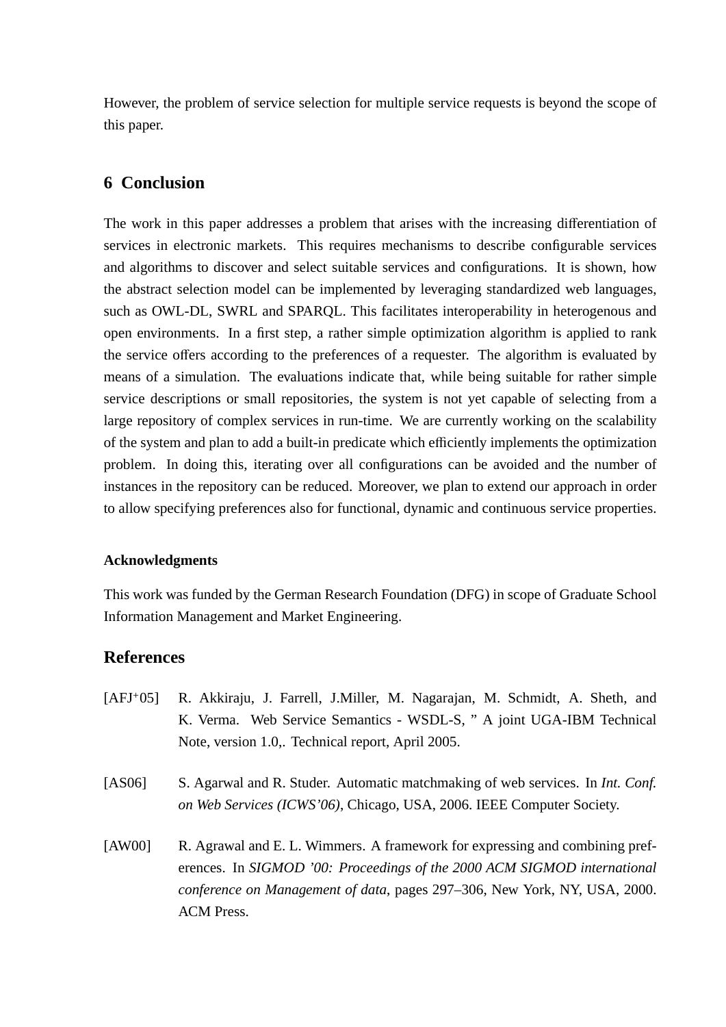However, the problem of service selection for multiple service requests is beyond the scope of this paper.

## 6 Conclusion

The work in this paper addresses a problem that arises with the increasing differentiation of services in electronic markets. This requires mechanisms to describe configurable services and algorithms to discover and select suitable services and configurations. It is shown, how the abstract selection model can be implemented by leveraging standardized web languages, such as OWL-DL, SWRL and SPARQL. This facilitates interoperability in heterogenous and open environments. In a first step, a rather simple optimization algorithm is applied to rank the service offers according to the preferences of a requester. The algorithm is evaluated by means of a simulation. The evaluations indicate that, while being suitable for rather simple service descriptions or small repositories, the system is not yet capable of selecting from a large repository of complex services in run-time. We are currently working on the scalability of the system and plan to add a built-in predicate which efficiently implements the optimization problem. In doing this, iterating over all configurations can be avoided and the number of instances in the repository can be reduced. Moreover, we plan to extend our approach in order to allow specifying preferences also for functional, dynamic and continuous service properties.

### Acknowledgments

This work was funded by the German Research Foundation (DFG) in scope of Graduate School Information Management and Market Engineering.

## References

[AFJ+05] R. Akkiraju, J. Farrell, J.Miller, M. Nagarajan, M. Schmidt, A. Sheth, and K. Verma. Web Service Semantics - WSDL-S, " A joint UGA-IBM Technical Note, version 1.0,. Technical report, April 2005.

[AS06] S. Agarwal and R. Studer. Automatic matchmaking of web services. In *Int. Conf. on Web Services (ICWS'06)*, Chicago, USA, 2006. IEEE Computer Society.

[AW00] R. Agrawal and E. L. Wimmers. A framework for expressing and combining preferences. In *SIGMOD '00: Proceedings of the 2000 ACM SIGMOD international conference on Management of data*, pages 297–306, New York, NY, USA, 2000. ACM Press.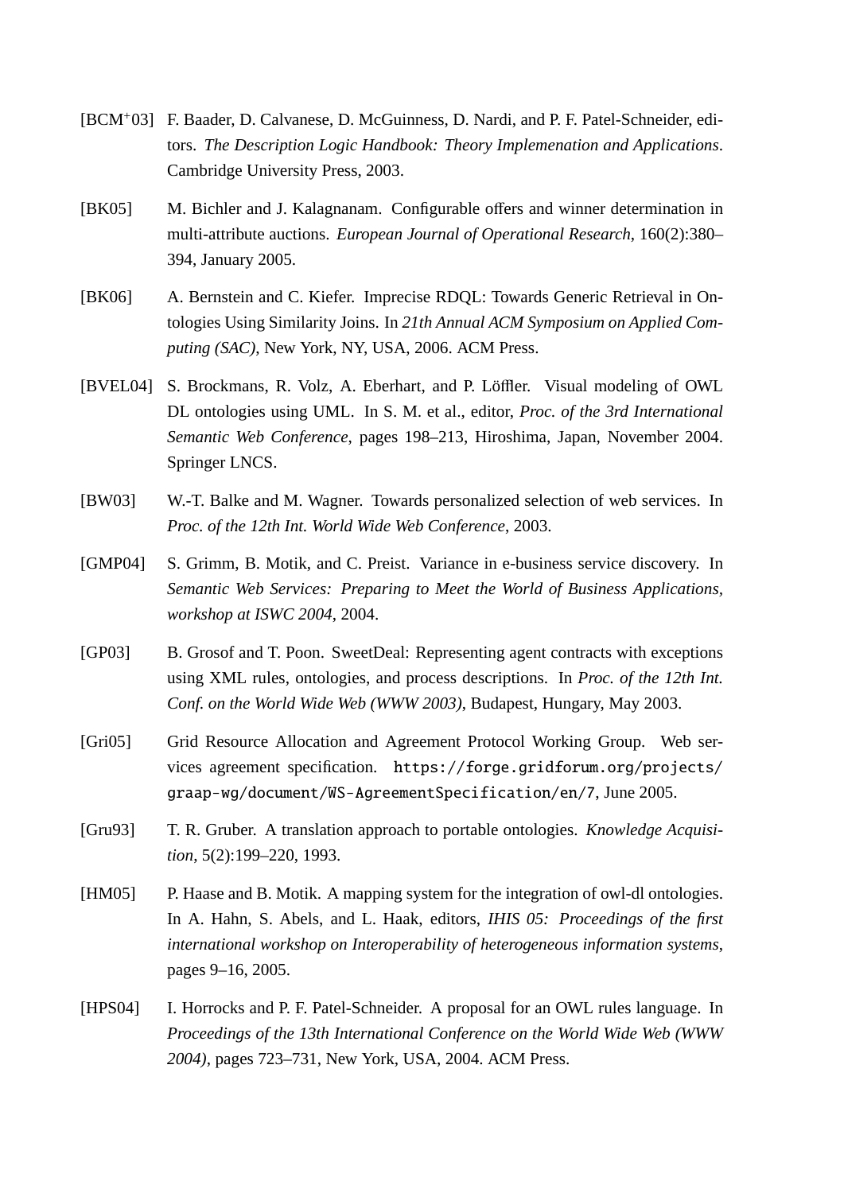[BCM+03] F. Baader, D. Calvanese, D. McGuinness, D. Nardi, and P. F. Patel-Schneider, editors. *The Description Logic Handbook: Theory Implemenation and Applications*. Cambridge University Press, 2003.

[BK05] M. Bichler and J. Kalagnanam. Configurable offers and winner determination in multi-attribute auctions. *European Journal of Operational Research*, 160(2):380–394, January 2005.

[BK06] A. Bernstein and C. Kiefer. Imprecise RDQL: Towards Generic Retrieval in Ontologies Using Similarity Joins. In *21th Annual ACM Symposium on Applied Computing (SAC)*, New York, NY, USA, 2006. ACM Press.

[BVEL04] S. Brockmans, R. Volz, A. Eberhart, and P. Löffler. Visual modeling of OWL DL ontologies using UML. In S. M. et al., editor, *Proc. of the 3rd International Semantic Web Conference*, pages 198–213, Hiroshima, Japan, November 2004. Springer LNCS.

[BW03] W.-T. Balke and M. Wagner. Towards personalized selection of web services. In *Proc. of the 12th Int. World Wide Web Conference*, 2003.

[GMP04] S. Grimm, B. Motik, and C. Preist. Variance in e-business service discovery. In *Semantic Web Services: Preparing to Meet the World of Business Applications, workshop at ISWC 2004*, 2004.

[GP03] B. Grosof and T. Poon. SweetDeal: Representing agent contracts with exceptions using XML rules, ontologies, and process descriptions. In *Proc. of the 12th Int. Conf. on the World Wide Web (WWW 2003)*, Budapest, Hungary, May 2003.

[Gri05] Grid Resource Allocation and Agreement Protocol Working Group. Web services agreement specification. `https://forge.gridforum.org/projects/graap-wg/document/WS-AgreementSpecification/en/7`, June 2005.

[Gru93] T. R. Gruber. A translation approach to portable ontologies. *Knowledge Acquisition*, 5(2):199–220, 1993.

[HM05] P. Haase and B. Motik. A mapping system for the integration of owl-dl ontologies. In A. Hahn, S. Abels, and L. Haak, editors, *IHIS 05: Proceedings of the first international workshop on Interoperability of heterogeneous information systems*, pages 9–16, 2005.

[HPS04] I. Horrocks and P. F. Patel-Schneider. A proposal for an OWL rules language. In *Proceedings of the 13th International Conference on the World Wide Web (WWW 2004)*, pages 723–731, New York, USA, 2004. ACM Press.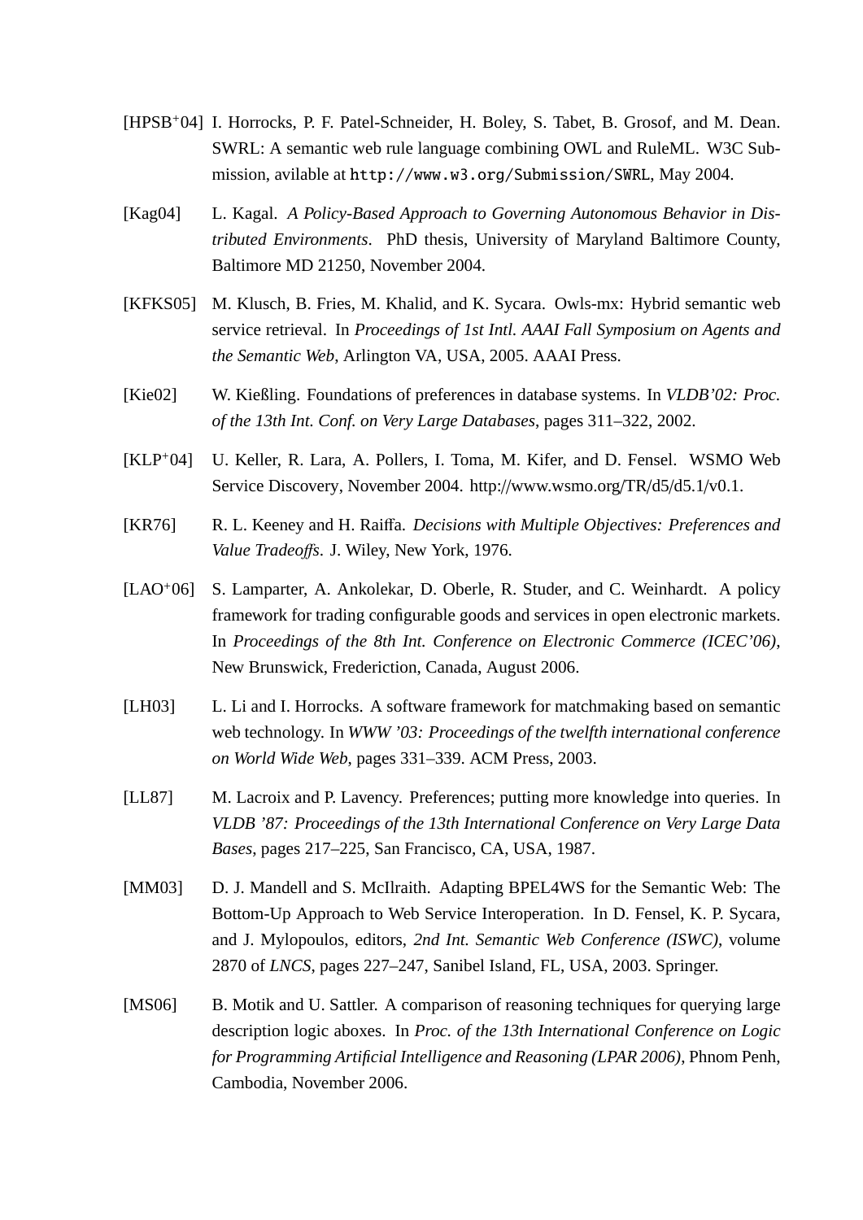[HPSB+04] I. Horrocks, P. F. Patel-Schneider, H. Boley, S. Tabet, B. Grosof, and M. Dean. SWRL: A semantic web rule language combining OWL and RuleML. W3C Submission, avilable at `http://www.w3.org/Submission/SWRL`, May 2004.

[Kag04] L. Kagal. *A Policy-Based Approach to Governing Autonomous Behavior in Distributed Environments*. PhD thesis, University of Maryland Baltimore County, Baltimore MD 21250, November 2004.

[KFKS05] M. Klusch, B. Fries, M. Khalid, and K. Sycara. Owls-mx: Hybrid semantic web service retrieval. In *Proceedings of 1st Intl. AAAI Fall Symposium on Agents and the Semantic Web*, Arlington VA, USA, 2005. AAAI Press.

[Kie02] W. Kießling. Foundations of preferences in database systems. In *VLDB'02: Proc. of the 13th Int. Conf. on Very Large Databases*, pages 311–322, 2002.

[KLP+04] U. Keller, R. Lara, A. Pollers, I. Toma, M. Kifer, and D. Fensel. WSMO Web Service Discovery, November 2004. http://www.wsmo.org/TR/d5/d5.1/v0.1.

[KR76] R. L. Keeney and H. Raiffa. *Decisions with Multiple Objectives: Preferences and Value Tradeoffs*. J. Wiley, New York, 1976.

[LAO+06] S. Lamparter, A. Ankolekar, D. Oberle, R. Studer, and C. Weinhardt. A policy framework for trading configurable goods and services in open electronic markets. In *Proceedings of the 8th Int. Conference on Electronic Commerce (ICEC'06)*, New Brunswick, Frederiction, Canada, August 2006.

[LH03] L. Li and I. Horrocks. A software framework for matchmaking based on semantic web technology. In *WWW '03: Proceedings of the twelfth international conference on World Wide Web*, pages 331–339. ACM Press, 2003.

[LL87] M. Lacroix and P. Lavency. Preferences; putting more knowledge into queries. In *VLDB '87: Proceedings of the 13th International Conference on Very Large Data Bases*, pages 217–225, San Francisco, CA, USA, 1987.

[MM03] D. J. Mandell and S. McIlraith. Adapting BPEL4WS for the Semantic Web: The Bottom-Up Approach to Web Service Interoperation. In D. Fensel, K. P. Sycara, and J. Mylopoulos, editors, *2nd Int. Semantic Web Conference (ISWC)*, volume 2870 of *LNCS*, pages 227–247, Sanibel Island, FL, USA, 2003. Springer.

[MS06] B. Motik and U. Sattler. A comparison of reasoning techniques for querying large description logic aboxes. In *Proc. of the 13th International Conference on Logic for Programming Artificial Intelligence and Reasoning (LPAR 2006)*, Phnom Penh, Cambodia, November 2006.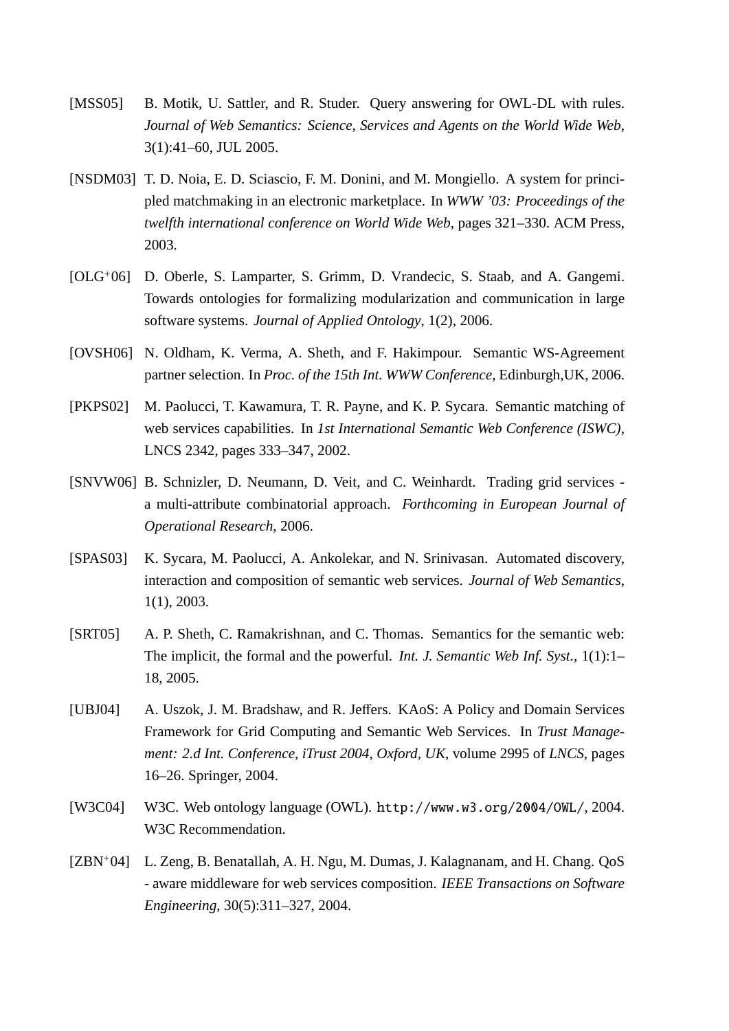[MSS05] B. Motik, U. Sattler, and R. Studer. Query answering for OWL-DL with rules. *Journal of Web Semantics: Science, Services and Agents on the World Wide Web*, 3(1):41–60, JUL 2005.

[NSDM03] T. D. Noia, E. D. Sciascio, F. M. Donini, and M. Mongiello. A system for principled matchmaking in an electronic marketplace. In *WWW '03: Proceedings of the twelfth international conference on World Wide Web*, pages 321–330. ACM Press, 2003.

[OLG+06] D. Oberle, S. Lamparter, S. Grimm, D. Vrandecic, S. Staab, and A. Gangemi. Towards ontologies for formalizing modularization and communication in large software systems. *Journal of Applied Ontology*, 1(2), 2006.

[OVSH06] N. Oldham, K. Verma, A. Sheth, and F. Hakimpour. Semantic WS-Agreement partner selection. In *Proc. of the 15th Int. WWW Conference*, Edinburgh,UK, 2006.

[PKPS02] M. Paolucci, T. Kawamura, T. R. Payne, and K. P. Sycara. Semantic matching of web services capabilities. In *1st International Semantic Web Conference (ISWC)*, LNCS 2342, pages 333–347, 2002.

[SNVW06] B. Schnizler, D. Neumann, D. Veit, and C. Weinhardt. Trading grid services - a multi-attribute combinatorial approach. *Forthcoming in European Journal of Operational Research*, 2006.

[SPAS03] K. Sycara, M. Paolucci, A. Ankolekar, and N. Srinivasan. Automated discovery, interaction and composition of semantic web services. *Journal of Web Semantics*, 1(1), 2003.

[SRT05] A. P. Sheth, C. Ramakrishnan, and C. Thomas. Semantics for the semantic web: The implicit, the formal and the powerful. *Int. J. Semantic Web Inf. Syst.*, 1(1):1–18, 2005.

[UBJ04] A. Uszok, J. M. Bradshaw, and R. Jeffers. KAoS: A Policy and Domain Services Framework for Grid Computing and Semantic Web Services. In *Trust Management: 2.d Int. Conference, iTrust 2004, Oxford, UK*, volume 2995 of *LNCS*, pages 16–26. Springer, 2004.

[W3C04] W3C. Web ontology language (OWL). `http://www.w3.org/2004/OWL/`, 2004. W3C Recommendation.

[ZBN+04] L. Zeng, B. Benatallah, A. H. Ngu, M. Dumas, J. Kalagnanam, and H. Chang. QoS - aware middleware for web services composition. *IEEE Transactions on Software Engineering*, 30(5):311–327, 2004.